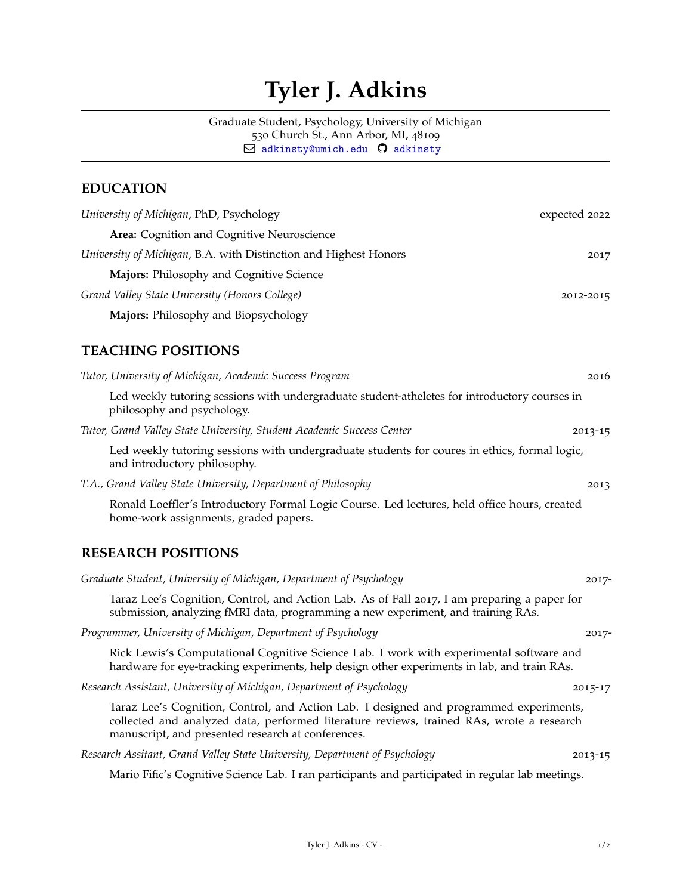# Tyler J. Adkins

Graduate Student, Psychology, University of Michigan
530 Church St., Ann Arbor, MI, 48109
adkinsty@umich.edu adkinsty

## EDUCATION

*University of Michigan*, PhD, Psychology — expected 2022

**Area:** Cognition and Cognitive Neuroscience

*University of Michigan*, B.A. with Distinction and Highest Honors — 2017

**Majors:** Philosophy and Cognitive Science

*Grand Valley State University (Honors College)* — 2012-2015

**Majors:** Philosophy and Biopsychology

## TEACHING POSITIONS

*Tutor, University of Michigan, Academic Success Program* — 2016

Led weekly tutoring sessions with undergraduate student-atheletes for introductory courses in philosophy and psychology.

*Tutor, Grand Valley State University, Student Academic Success Center* — 2013-15

Led weekly tutoring sessions with undergraduate students for coures in ethics, formal logic, and introductory philosophy.

*T.A., Grand Valley State University, Department of Philosophy* — 2013

Ronald Loeffler's Introductory Formal Logic Course. Led lectures, held office hours, created home-work assignments, graded papers.

## RESEARCH POSITIONS

*Graduate Student, University of Michigan, Department of Psychology* — 2017-

Taraz Lee's Cognition, Control, and Action Lab. As of Fall 2017, I am preparing a paper for submission, analyzing fMRI data, programming a new experiment, and training RAs.

*Programmer, University of Michigan, Department of Psychology* — 2017-

Rick Lewis's Computational Cognitive Science Lab. I work with experimental software and hardware for eye-tracking experiments, help design other experiments in lab, and train RAs.

*Research Assistant, University of Michigan, Department of Psychology* — 2015-17

Taraz Lee's Cognition, Control, and Action Lab. I designed and programmed experiments, collected and analyzed data, performed literature reviews, trained RAs, wrote a research manuscript, and presented research at conferences.

*Research Assitant, Grand Valley State University, Department of Psychology* — 2013-15

Mario Fific's Cognitive Science Lab. I ran participants and participated in regular lab meetings.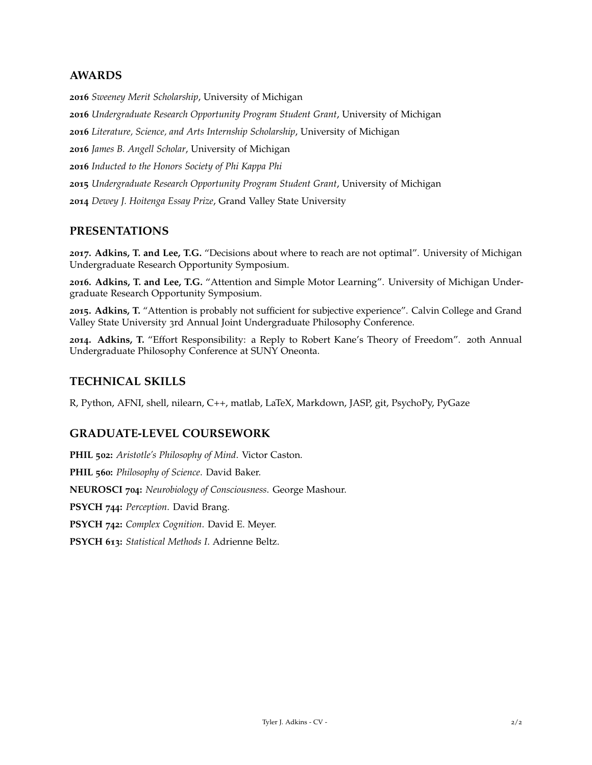## AWARDS

**2016** *Sweeney Merit Scholarship*, University of Michigan

**2016** *Undergraduate Research Opportunity Program Student Grant*, University of Michigan

**2016** *Literature, Science, and Arts Internship Scholarship*, University of Michigan

**2016** *James B. Angell Scholar*, University of Michigan

**2016** *Inducted to the Honors Society of Phi Kappa Phi*

**2015** *Undergraduate Research Opportunity Program Student Grant*, University of Michigan

**2014** *Dewey J. Hoitenga Essay Prize*, Grand Valley State University

## PRESENTATIONS

**2017. Adkins, T. and Lee, T.G.** "Decisions about where to reach are not optimal". University of Michigan Undergraduate Research Opportunity Symposium.

**2016. Adkins, T. and Lee, T.G.** "Attention and Simple Motor Learning". University of Michigan Undergraduate Research Opportunity Symposium.

**2015. Adkins, T.** "Attention is probably not sufficient for subjective experience". Calvin College and Grand Valley State University 3rd Annual Joint Undergraduate Philosophy Conference.

**2014. Adkins, T.** "Effort Responsibility: a Reply to Robert Kane's Theory of Freedom". 20th Annual Undergraduate Philosophy Conference at SUNY Oneonta.

## TECHNICAL SKILLS

R, Python, AFNI, shell, nilearn, C++, matlab, LaTeX, Markdown, JASP, git, PsychoPy, PyGaze

## GRADUATE-LEVEL COURSEWORK

**PHIL 502:** *Aristotle's Philosophy of Mind*. Victor Caston.

**PHIL 560:** *Philosophy of Science*. David Baker.

**NEUROSCI 704:** *Neurobiology of Consciousness*. George Mashour.

**PSYCH 744:** *Perception*. David Brang.

**PSYCH 742:** *Complex Cognition*. David E. Meyer.

**PSYCH 613:** *Statistical Methods I*. Adrienne Beltz.